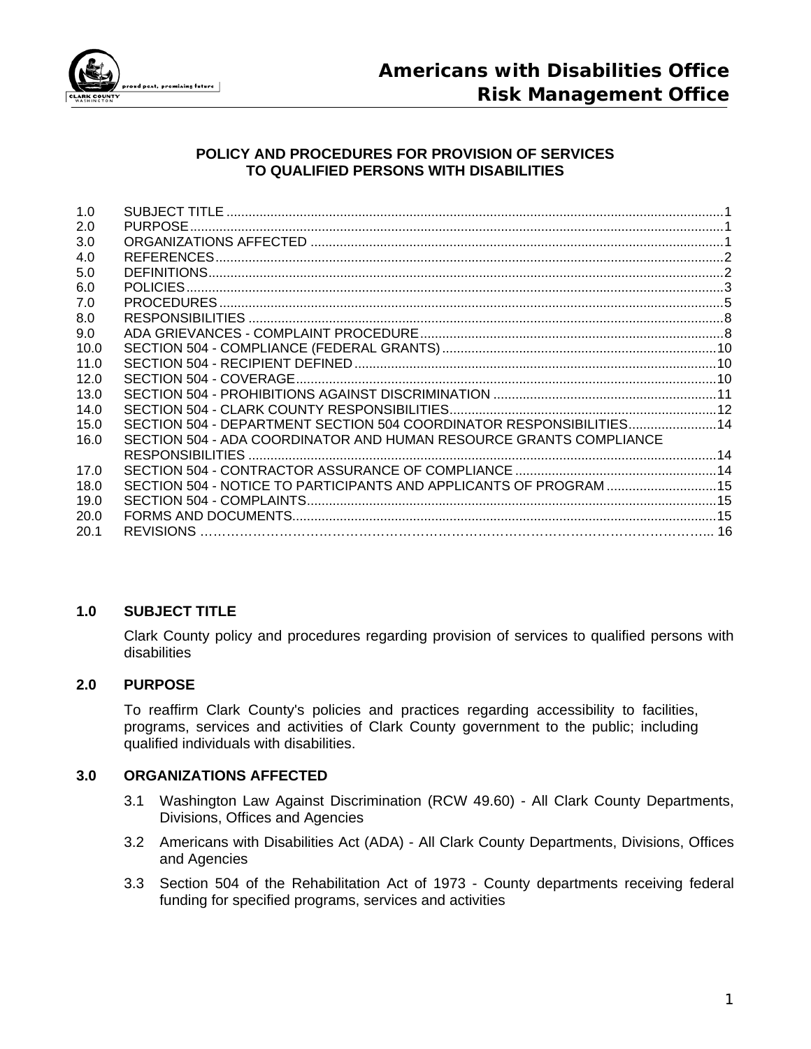# Americans with Disabilities Office
# Risk Management Office

## POLICY AND PROCEDURES FOR PROVISION OF SERVICES TO QUALIFIED PERSONS WITH DISABILITIES

| | | |
|---|---|---|
| 1.0 | SUBJECT TITLE | 1 |
| 2.0 | PURPOSE | 1 |
| 3.0 | ORGANIZATIONS AFFECTED | 1 |
| 4.0 | REFERENCES | 2 |
| 5.0 | DEFINITIONS | 2 |
| 6.0 | POLICIES | 3 |
| 7.0 | PROCEDURES | 5 |
| 8.0 | RESPONSIBILITIES | 8 |
| 9.0 | ADA GRIEVANCES - COMPLAINT PROCEDURE | 8 |
| 10.0 | SECTION 504 - COMPLIANCE (FEDERAL GRANTS) | 10 |
| 11.0 | SECTION 504 - RECIPIENT DEFINED | 10 |
| 12.0 | SECTION 504 - COVERAGE | 10 |
| 13.0 | SECTION 504 - PROHIBITIONS AGAINST DISCRIMINATION | 11 |
| 14.0 | SECTION 504 - CLARK COUNTY RESPONSIBILITIES | 12 |
| 15.0 | SECTION 504 - DEPARTMENT SECTION 504 COORDINATOR RESPONSIBILITIES | 14 |
| 16.0 | SECTION 504 - ADA COORDINATOR AND HUMAN RESOURCE GRANTS COMPLIANCE RESPONSIBILITIES | 14 |
| 17.0 | SECTION 504 - CONTRACTOR ASSURANCE OF COMPLIANCE | 14 |
| 18.0 | SECTION 504 - NOTICE TO PARTICIPANTS AND APPLICANTS OF PROGRAM | 15 |
| 19.0 | SECTION 504 - COMPLAINTS | 15 |
| 20.0 | FORMS AND DOCUMENTS | 15 |
| 20.1 | REVISIONS | 16 |

### 1.0 SUBJECT TITLE

Clark County policy and procedures regarding provision of services to qualified persons with disabilities

### 2.0 PURPOSE

To reaffirm Clark County's policies and practices regarding accessibility to facilities, programs, services and activities of Clark County government to the public; including qualified individuals with disabilities.

### 3.0 ORGANIZATIONS AFFECTED

3.1 Washington Law Against Discrimination (RCW 49.60) - All Clark County Departments, Divisions, Offices and Agencies

3.2 Americans with Disabilities Act (ADA) - All Clark County Departments, Divisions, Offices and Agencies

3.3 Section 504 of the Rehabilitation Act of 1973 - County departments receiving federal funding for specified programs, services and activities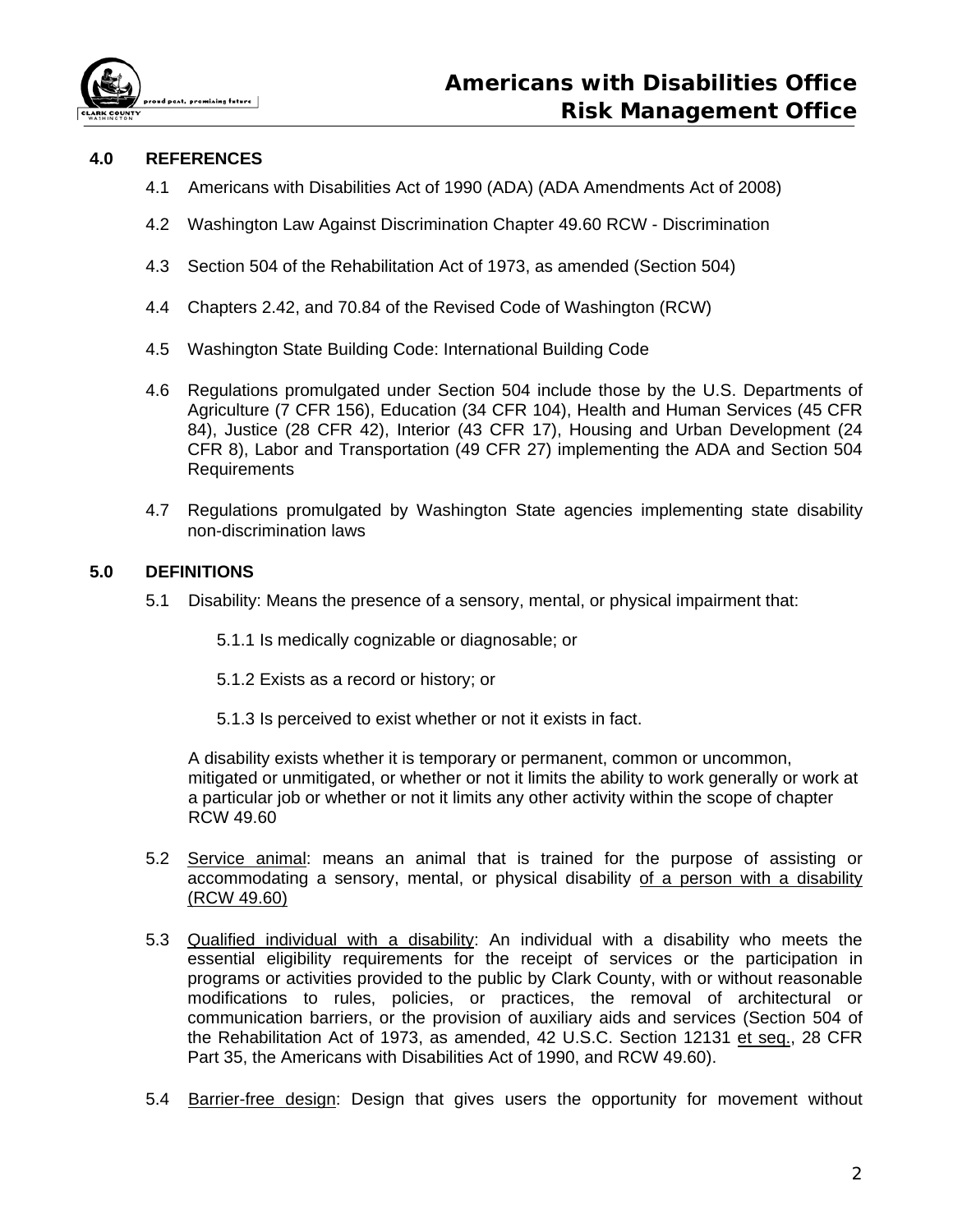## 4.0 REFERENCES

4.1 Americans with Disabilities Act of 1990 (ADA) (ADA Amendments Act of 2008)

4.2 Washington Law Against Discrimination Chapter 49.60 RCW - Discrimination

4.3 Section 504 of the Rehabilitation Act of 1973, as amended (Section 504)

4.4 Chapters 2.42, and 70.84 of the Revised Code of Washington (RCW)

4.5 Washington State Building Code: International Building Code

4.6 Regulations promulgated under Section 504 include those by the U.S. Departments of Agriculture (7 CFR 156), Education (34 CFR 104), Health and Human Services (45 CFR 84), Justice (28 CFR 42), Interior (43 CFR 17), Housing and Urban Development (24 CFR 8), Labor and Transportation (49 CFR 27) implementing the ADA and Section 504 Requirements

4.7 Regulations promulgated by Washington State agencies implementing state disability non-discrimination laws

## 5.0 DEFINITIONS

5.1 Disability: Means the presence of a sensory, mental, or physical impairment that:

5.1.1 Is medically cognizable or diagnosable; or

5.1.2 Exists as a record or history; or

5.1.3 Is perceived to exist whether or not it exists in fact.

A disability exists whether it is temporary or permanent, common or uncommon, mitigated or unmitigated, or whether or not it limits the ability to work generally or work at a particular job or whether or not it limits any other activity within the scope of chapter RCW 49.60

5.2 Service animal: means an animal that is trained for the purpose of assisting or accommodating a sensory, mental, or physical disability of a person with a disability (RCW 49.60)

5.3 Qualified individual with a disability: An individual with a disability who meets the essential eligibility requirements for the receipt of services or the participation in programs or activities provided to the public by Clark County, with or without reasonable modifications to rules, policies, or practices, the removal of architectural or communication barriers, or the provision of auxiliary aids and services (Section 504 of the Rehabilitation Act of 1973, as amended, 42 U.S.C. Section 12131 et seq., 28 CFR Part 35, the Americans with Disabilities Act of 1990, and RCW 49.60).

5.4 Barrier-free design: Design that gives users the opportunity for movement without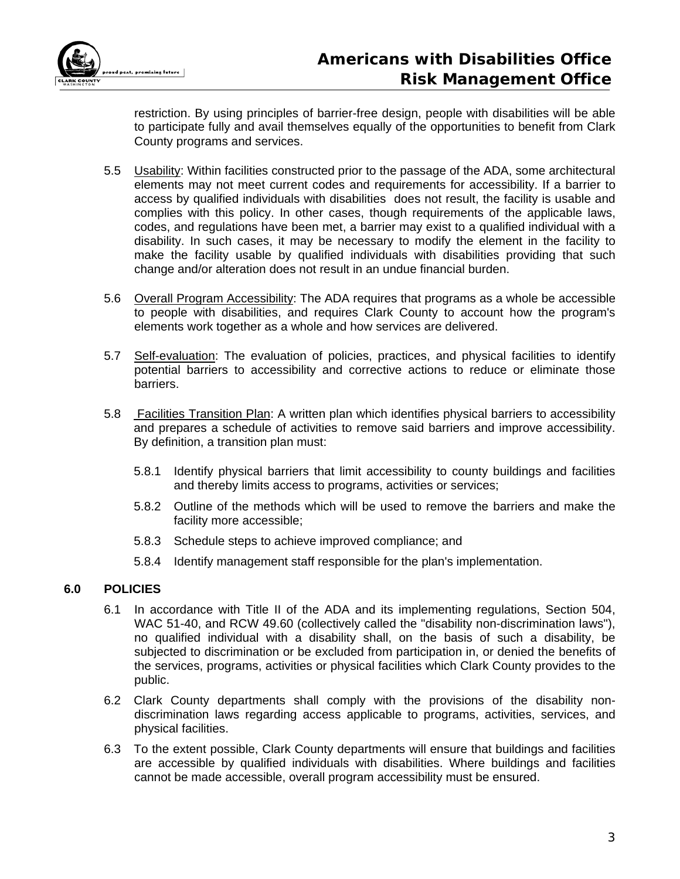restriction. By using principles of barrier-free design, people with disabilities will be able to participate fully and avail themselves equally of the opportunities to benefit from Clark County programs and services.

5.5 Usability: Within facilities constructed prior to the passage of the ADA, some architectural elements may not meet current codes and requirements for accessibility. If a barrier to access by qualified individuals with disabilities does not result, the facility is usable and complies with this policy. In other cases, though requirements of the applicable laws, codes, and regulations have been met, a barrier may exist to a qualified individual with a disability. In such cases, it may be necessary to modify the element in the facility to make the facility usable by qualified individuals with disabilities providing that such change and/or alteration does not result in an undue financial burden.

5.6 Overall Program Accessibility: The ADA requires that programs as a whole be accessible to people with disabilities, and requires Clark County to account how the program's elements work together as a whole and how services are delivered.

5.7 Self-evaluation: The evaluation of policies, practices, and physical facilities to identify potential barriers to accessibility and corrective actions to reduce or eliminate those barriers.

5.8 Facilities Transition Plan: A written plan which identifies physical barriers to accessibility and prepares a schedule of activities to remove said barriers and improve accessibility. By definition, a transition plan must:

5.8.1 Identify physical barriers that limit accessibility to county buildings and facilities and thereby limits access to programs, activities or services;

5.8.2 Outline of the methods which will be used to remove the barriers and make the facility more accessible;

5.8.3 Schedule steps to achieve improved compliance; and

5.8.4 Identify management staff responsible for the plan's implementation.

## 6.0 POLICIES

6.1 In accordance with Title II of the ADA and its implementing regulations, Section 504, WAC 51-40, and RCW 49.60 (collectively called the "disability non-discrimination laws"), no qualified individual with a disability shall, on the basis of such a disability, be subjected to discrimination or be excluded from participation in, or denied the benefits of the services, programs, activities or physical facilities which Clark County provides to the public.

6.2 Clark County departments shall comply with the provisions of the disability non-discrimination laws regarding access applicable to programs, activities, services, and physical facilities.

6.3 To the extent possible, Clark County departments will ensure that buildings and facilities are accessible by qualified individuals with disabilities. Where buildings and facilities cannot be made accessible, overall program accessibility must be ensured.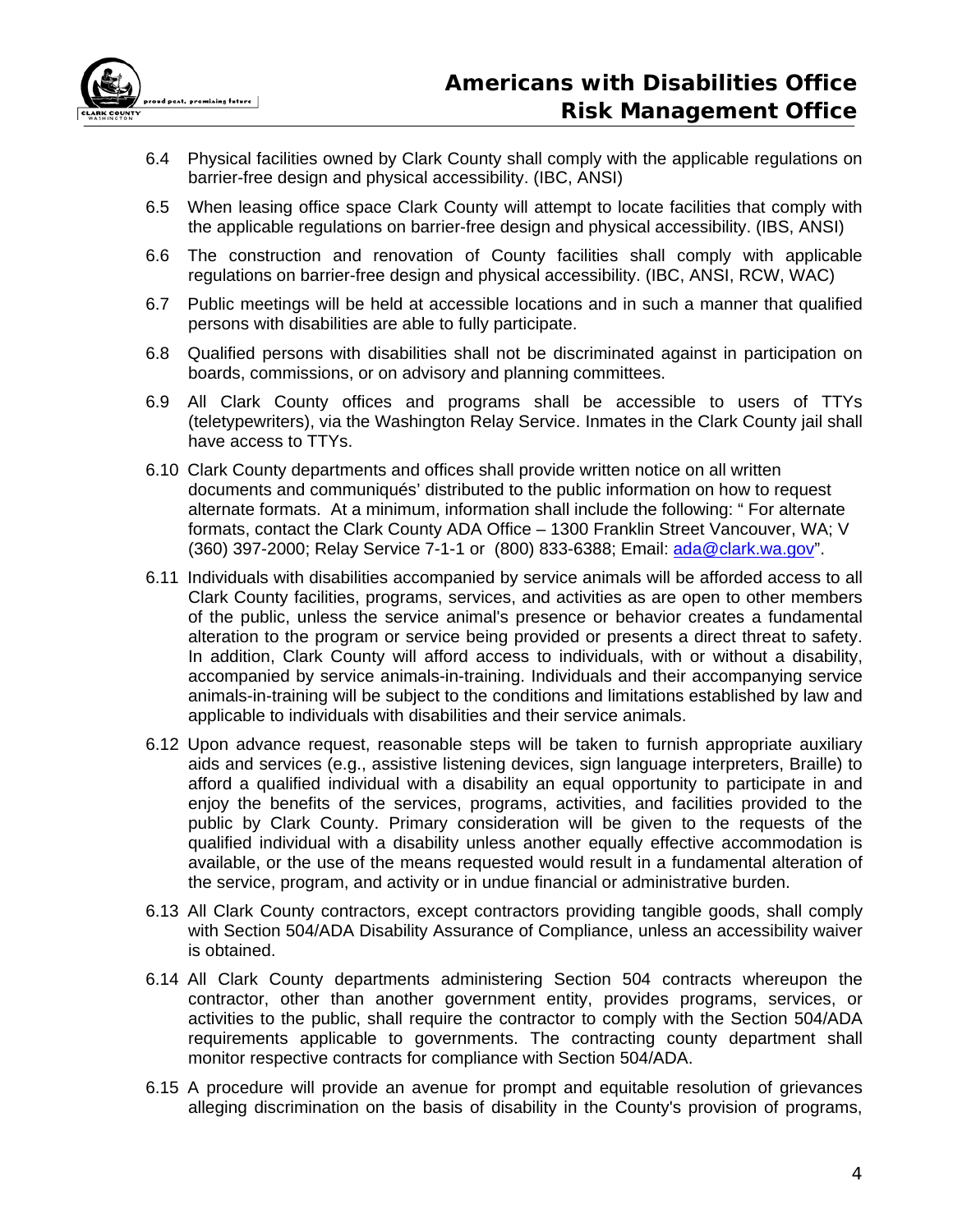6.4 Physical facilities owned by Clark County shall comply with the applicable regulations on barrier-free design and physical accessibility. (IBC, ANSI)

6.5 When leasing office space Clark County will attempt to locate facilities that comply with the applicable regulations on barrier-free design and physical accessibility. (IBS, ANSI)

6.6 The construction and renovation of County facilities shall comply with applicable regulations on barrier-free design and physical accessibility. (IBC, ANSI, RCW, WAC)

6.7 Public meetings will be held at accessible locations and in such a manner that qualified persons with disabilities are able to fully participate.

6.8 Qualified persons with disabilities shall not be discriminated against in participation on boards, commissions, or on advisory and planning committees.

6.9 All Clark County offices and programs shall be accessible to users of TTYs (teletypewriters), via the Washington Relay Service. Inmates in the Clark County jail shall have access to TTYs.

6.10 Clark County departments and offices shall provide written notice on all written documents and communiqués' distributed to the public information on how to request alternate formats. At a minimum, information shall include the following: " For alternate formats, contact the Clark County ADA Office – 1300 Franklin Street Vancouver, WA; V (360) 397-2000; Relay Service 7-1-1 or (800) 833-6388; Email: ada@clark.wa.gov".

6.11 Individuals with disabilities accompanied by service animals will be afforded access to all Clark County facilities, programs, services, and activities as are open to other members of the public, unless the service animal's presence or behavior creates a fundamental alteration to the program or service being provided or presents a direct threat to safety. In addition, Clark County will afford access to individuals, with or without a disability, accompanied by service animals-in-training. Individuals and their accompanying service animals-in-training will be subject to the conditions and limitations established by law and applicable to individuals with disabilities and their service animals.

6.12 Upon advance request, reasonable steps will be taken to furnish appropriate auxiliary aids and services (e.g., assistive listening devices, sign language interpreters, Braille) to afford a qualified individual with a disability an equal opportunity to participate in and enjoy the benefits of the services, programs, activities, and facilities provided to the public by Clark County. Primary consideration will be given to the requests of the qualified individual with a disability unless another equally effective accommodation is available, or the use of the means requested would result in a fundamental alteration of the service, program, and activity or in undue financial or administrative burden.

6.13 All Clark County contractors, except contractors providing tangible goods, shall comply with Section 504/ADA Disability Assurance of Compliance, unless an accessibility waiver is obtained.

6.14 All Clark County departments administering Section 504 contracts whereupon the contractor, other than another government entity, provides programs, services, or activities to the public, shall require the contractor to comply with the Section 504/ADA requirements applicable to governments. The contracting county department shall monitor respective contracts for compliance with Section 504/ADA.

6.15 A procedure will provide an avenue for prompt and equitable resolution of grievances alleging discrimination on the basis of disability in the County's provision of programs,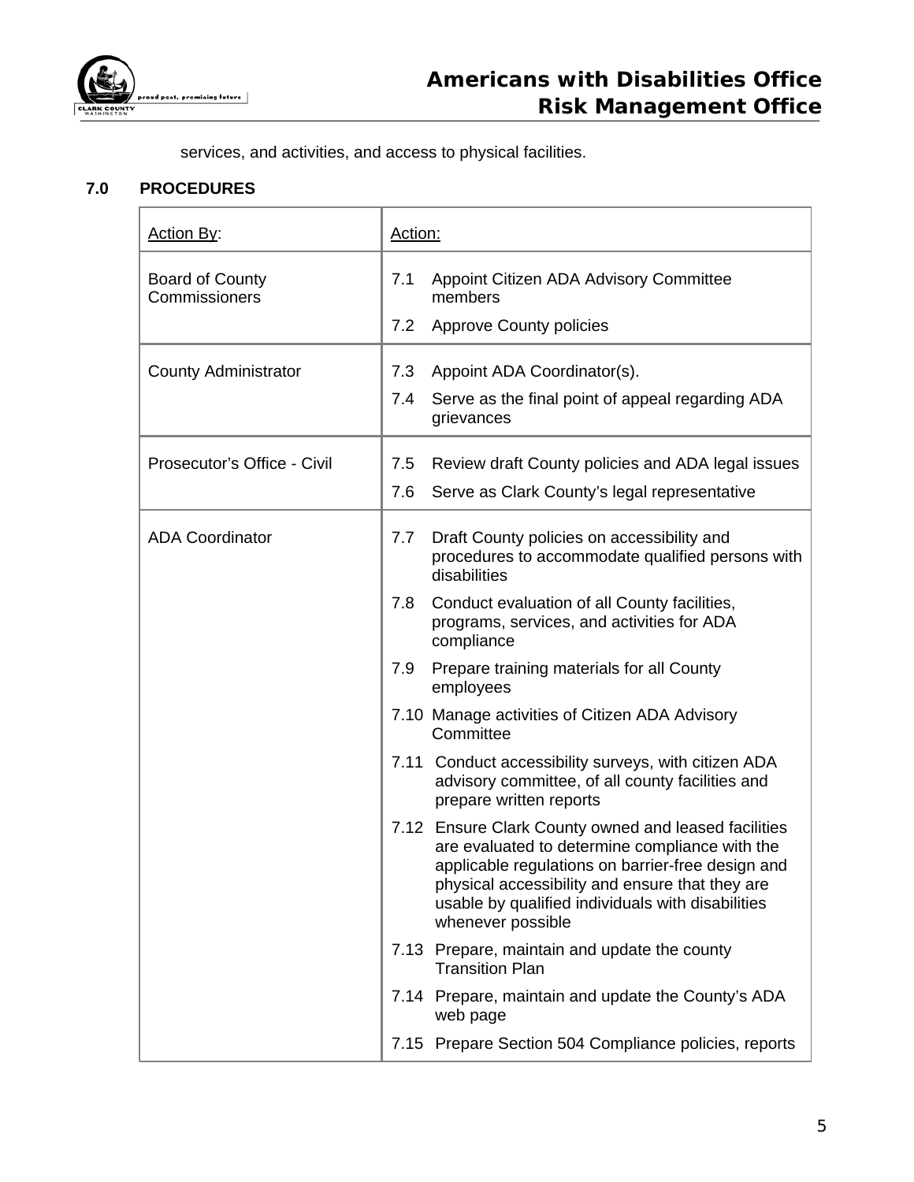services, and activities, and access to physical facilities.

## 7.0 PROCEDURES

| Action By: | Action: |
|---|---|
| Board of County Commissioners | 7.1 Appoint Citizen ADA Advisory Committee members<br>7.2 Approve County policies |
| County Administrator | 7.3 Appoint ADA Coordinator(s).<br>7.4 Serve as the final point of appeal regarding ADA grievances |
| Prosecutor's Office - Civil | 7.5 Review draft County policies and ADA legal issues<br>7.6 Serve as Clark County's legal representative |
| ADA Coordinator | 7.7 Draft County policies on accessibility and procedures to accommodate qualified persons with disabilities<br>7.8 Conduct evaluation of all County facilities, programs, services, and activities for ADA compliance<br>7.9 Prepare training materials for all County employees<br>7.10 Manage activities of Citizen ADA Advisory Committee<br>7.11 Conduct accessibility surveys, with citizen ADA advisory committee, of all county facilities and prepare written reports<br>7.12 Ensure Clark County owned and leased facilities are evaluated to determine compliance with the applicable regulations on barrier-free design and physical accessibility and ensure that they are usable by qualified individuals with disabilities whenever possible<br>7.13 Prepare, maintain and update the county Transition Plan<br>7.14 Prepare, maintain and update the County's ADA web page<br>7.15 Prepare Section 504 Compliance policies, reports |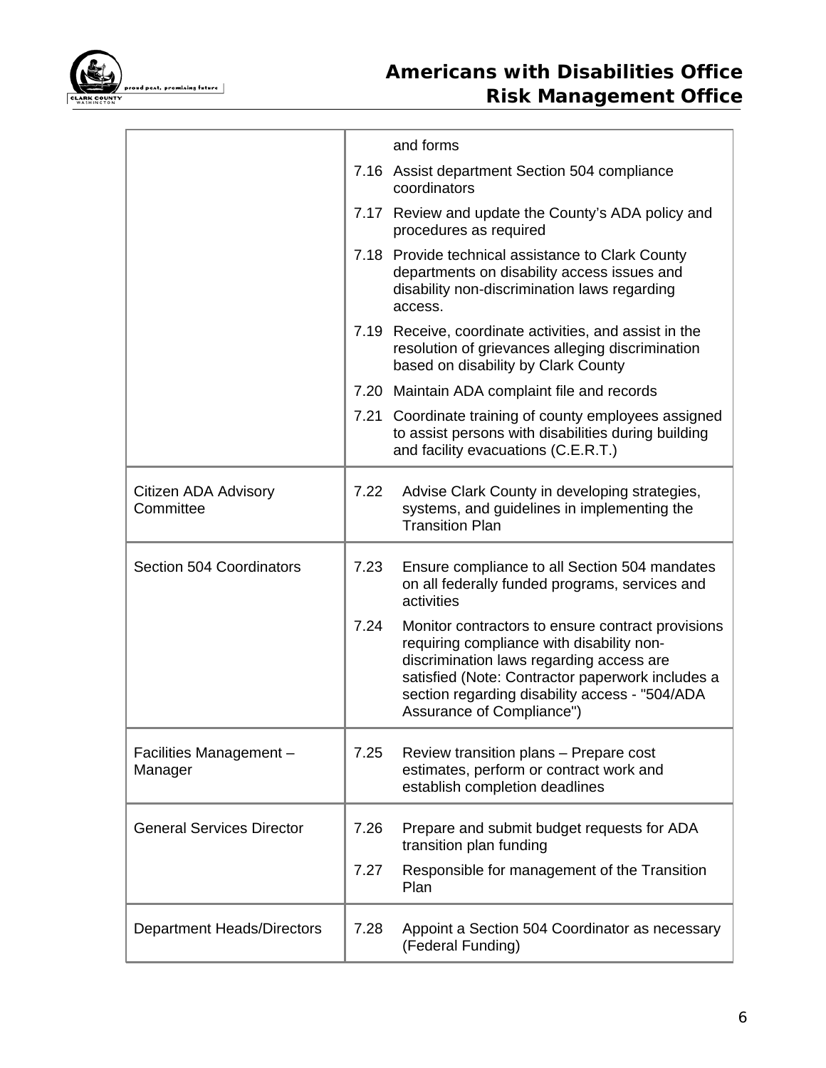| | |
|---|---|
| | and forms |
| | 7.16 Assist department Section 504 compliance coordinators |
| | 7.17 Review and update the County's ADA policy and procedures as required |
| | 7.18 Provide technical assistance to Clark County departments on disability access issues and disability non-discrimination laws regarding access. |
| | 7.19 Receive, coordinate activities, and assist in the resolution of grievances alleging discrimination based on disability by Clark County |
| | 7.20 Maintain ADA complaint file and records |
| | 7.21 Coordinate training of county employees assigned to assist persons with disabilities during building and facility evacuations (C.E.R.T.) |
| Citizen ADA Advisory Committee | 7.22 Advise Clark County in developing strategies, systems, and guidelines in implementing the Transition Plan |
| Section 504 Coordinators | 7.23 Ensure compliance to all Section 504 mandates on all federally funded programs, services and activities |
| | 7.24 Monitor contractors to ensure contract provisions requiring compliance with disability non-discrimination laws regarding access are satisfied (Note: Contractor paperwork includes a section regarding disability access - "504/ADA Assurance of Compliance") |
| Facilities Management – Manager | 7.25 Review transition plans – Prepare cost estimates, perform or contract work and establish completion deadlines |
| General Services Director | 7.26 Prepare and submit budget requests for ADA transition plan funding |
| | 7.27 Responsible for management of the Transition Plan |
| Department Heads/Directors | 7.28 Appoint a Section 504 Coordinator as necessary (Federal Funding) |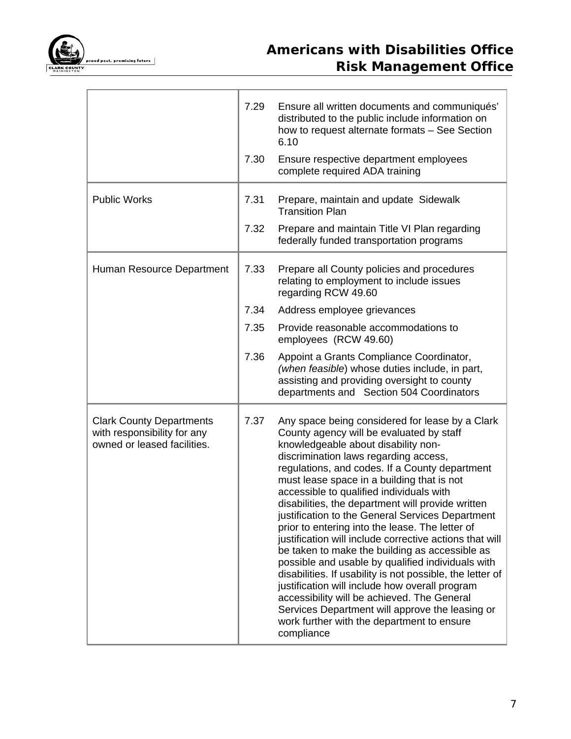| | | |
|---|---|---|
| | 7.29 | Ensure all written documents and communiqués' distributed to the public include information on how to request alternate formats – See Section 6.10 |
| | 7.30 | Ensure respective department employees complete required ADA training |
| Public Works | 7.31 | Prepare, maintain and update Sidewalk Transition Plan |
| | 7.32 | Prepare and maintain Title VI Plan regarding federally funded transportation programs |
| Human Resource Department | 7.33 | Prepare all County policies and procedures relating to employment to include issues regarding RCW 49.60 |
| | 7.34 | Address employee grievances |
| | 7.35 | Provide reasonable accommodations to employees (RCW 49.60) |
| | 7.36 | Appoint a Grants Compliance Coordinator, *(when feasible*) whose duties include, in part, assisting and providing oversight to county departments and Section 504 Coordinators |
| Clark County Departments with responsibility for any owned or leased facilities. | 7.37 | Any space being considered for lease by a Clark County agency will be evaluated by staff knowledgeable about disability non-discrimination laws regarding access, regulations, and codes. If a County department must lease space in a building that is not accessible to qualified individuals with disabilities, the department will provide written justification to the General Services Department prior to entering into the lease. The letter of justification will include corrective actions that will be taken to make the building as accessible as possible and usable by qualified individuals with disabilities. If usability is not possible, the letter of justification will include how overall program accessibility will be achieved. The General Services Department will approve the leasing or work further with the department to ensure compliance |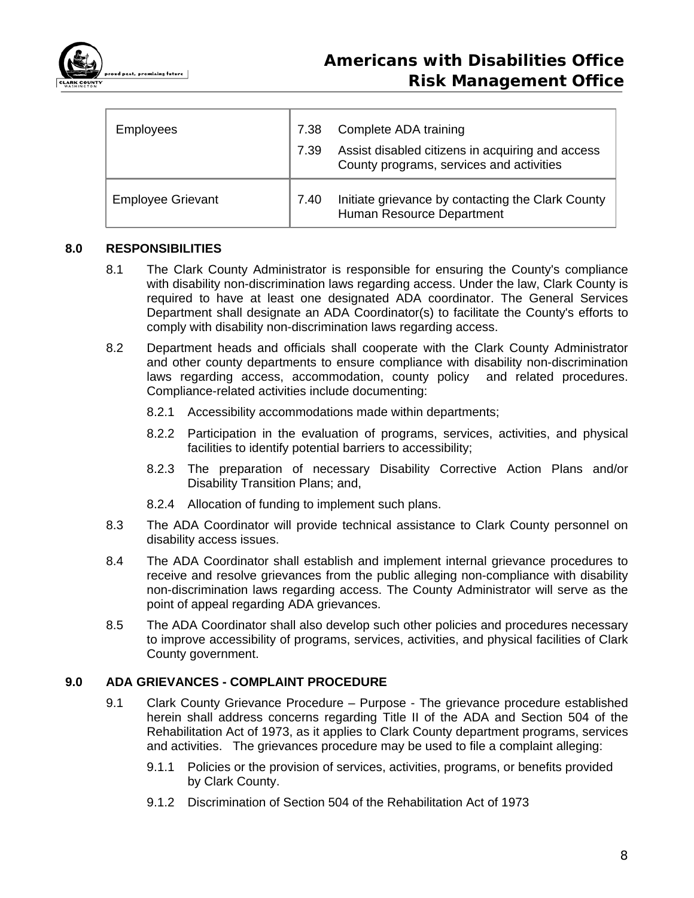| Employees | 7.38 Complete ADA training<br>7.39 Assist disabled citizens in acquiring and access County programs, services and activities |
|---|---|
| Employee Grievant | 7.40 Initiate grievance by contacting the Clark County Human Resource Department |

## 8.0 RESPONSIBILITIES

8.1 The Clark County Administrator is responsible for ensuring the County's compliance with disability non-discrimination laws regarding access. Under the law, Clark County is required to have at least one designated ADA coordinator. The General Services Department shall designate an ADA Coordinator(s) to facilitate the County's efforts to comply with disability non-discrimination laws regarding access.

8.2 Department heads and officials shall cooperate with the Clark County Administrator and other county departments to ensure compliance with disability non-discrimination laws regarding access, accommodation, county policy and related procedures. Compliance-related activities include documenting:

8.2.1 Accessibility accommodations made within departments;

8.2.2 Participation in the evaluation of programs, services, activities, and physical facilities to identify potential barriers to accessibility;

8.2.3 The preparation of necessary Disability Corrective Action Plans and/or Disability Transition Plans; and,

8.2.4 Allocation of funding to implement such plans.

8.3 The ADA Coordinator will provide technical assistance to Clark County personnel on disability access issues.

8.4 The ADA Coordinator shall establish and implement internal grievance procedures to receive and resolve grievances from the public alleging non-compliance with disability non-discrimination laws regarding access. The County Administrator will serve as the point of appeal regarding ADA grievances.

8.5 The ADA Coordinator shall also develop such other policies and procedures necessary to improve accessibility of programs, services, activities, and physical facilities of Clark County government.

## 9.0 ADA GRIEVANCES - COMPLAINT PROCEDURE

9.1 Clark County Grievance Procedure – Purpose - The grievance procedure established herein shall address concerns regarding Title II of the ADA and Section 504 of the Rehabilitation Act of 1973, as it applies to Clark County department programs, services and activities. The grievances procedure may be used to file a complaint alleging:

9.1.1 Policies or the provision of services, activities, programs, or benefits provided by Clark County.

9.1.2 Discrimination of Section 504 of the Rehabilitation Act of 1973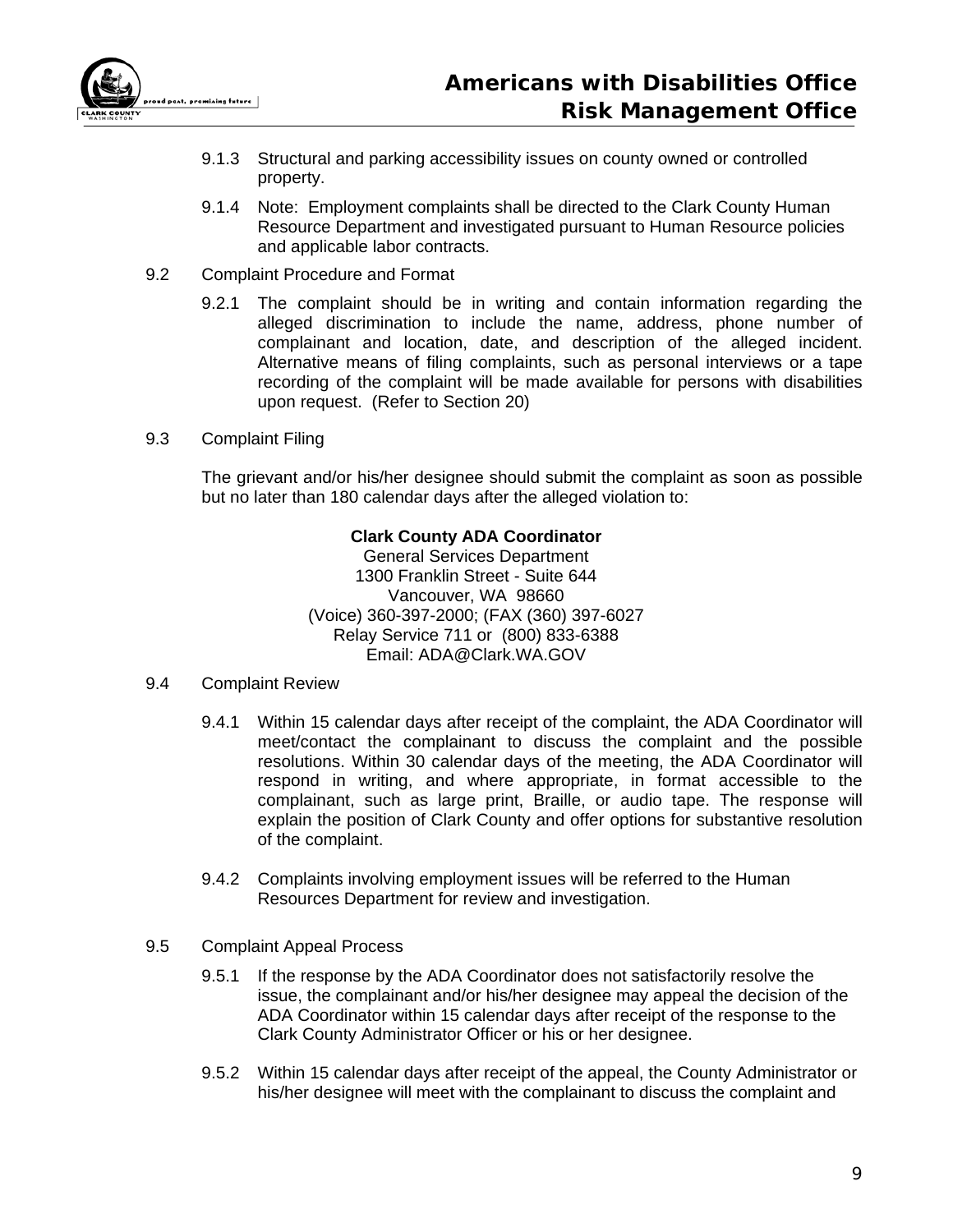9.1.3 Structural and parking accessibility issues on county owned or controlled property.

9.1.4 Note: Employment complaints shall be directed to the Clark County Human Resource Department and investigated pursuant to Human Resource policies and applicable labor contracts.

9.2 Complaint Procedure and Format

9.2.1 The complaint should be in writing and contain information regarding the alleged discrimination to include the name, address, phone number of complainant and location, date, and description of the alleged incident. Alternative means of filing complaints, such as personal interviews or a tape recording of the complaint will be made available for persons with disabilities upon request. (Refer to Section 20)

9.3 Complaint Filing

The grievant and/or his/her designee should submit the complaint as soon as possible but no later than 180 calendar days after the alleged violation to:

**Clark County ADA Coordinator**
General Services Department
1300 Franklin Street - Suite 644
Vancouver, WA 98660
(Voice) 360-397-2000; (FAX (360) 397-6027
Relay Service 711 or (800) 833-6388
Email: ADA@Clark.WA.GOV

9.4 Complaint Review

9.4.1 Within 15 calendar days after receipt of the complaint, the ADA Coordinator will meet/contact the complainant to discuss the complaint and the possible resolutions. Within 30 calendar days of the meeting, the ADA Coordinator will respond in writing, and where appropriate, in format accessible to the complainant, such as large print, Braille, or audio tape. The response will explain the position of Clark County and offer options for substantive resolution of the complaint.

9.4.2 Complaints involving employment issues will be referred to the Human Resources Department for review and investigation.

9.5 Complaint Appeal Process

9.5.1 If the response by the ADA Coordinator does not satisfactorily resolve the issue, the complainant and/or his/her designee may appeal the decision of the ADA Coordinator within 15 calendar days after receipt of the response to the Clark County Administrator Officer or his or her designee.

9.5.2 Within 15 calendar days after receipt of the appeal, the County Administrator or his/her designee will meet with the complainant to discuss the complaint and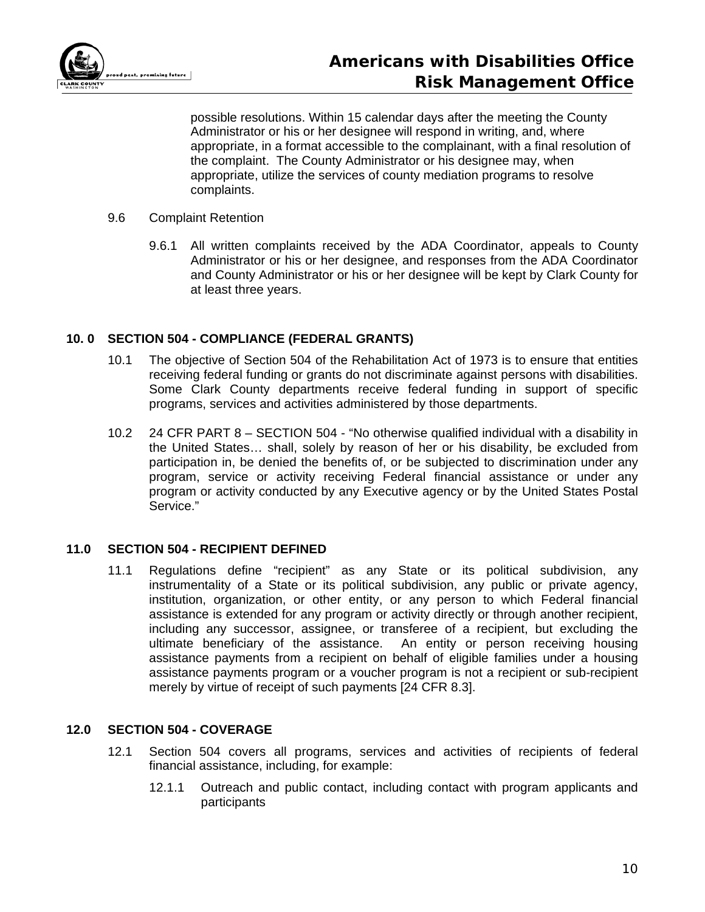possible resolutions. Within 15 calendar days after the meeting the County Administrator or his or her designee will respond in writing, and, where appropriate, in a format accessible to the complainant, with a final resolution of the complaint. The County Administrator or his designee may, when appropriate, utilize the services of county mediation programs to resolve complaints.

9.6 Complaint Retention

9.6.1 All written complaints received by the ADA Coordinator, appeals to County Administrator or his or her designee, and responses from the ADA Coordinator and County Administrator or his or her designee will be kept by Clark County for at least three years.

## 10. 0 SECTION 504 - COMPLIANCE (FEDERAL GRANTS)

10.1 The objective of Section 504 of the Rehabilitation Act of 1973 is to ensure that entities receiving federal funding or grants do not discriminate against persons with disabilities. Some Clark County departments receive federal funding in support of specific programs, services and activities administered by those departments.

10.2 24 CFR PART 8 – SECTION 504 - "No otherwise qualified individual with a disability in the United States… shall, solely by reason of her or his disability, be excluded from participation in, be denied the benefits of, or be subjected to discrimination under any program, service or activity receiving Federal financial assistance or under any program or activity conducted by any Executive agency or by the United States Postal Service."

## 11.0 SECTION 504 - RECIPIENT DEFINED

11.1 Regulations define "recipient" as any State or its political subdivision, any instrumentality of a State or its political subdivision, any public or private agency, institution, organization, or other entity, or any person to which Federal financial assistance is extended for any program or activity directly or through another recipient, including any successor, assignee, or transferee of a recipient, but excluding the ultimate beneficiary of the assistance. An entity or person receiving housing assistance payments from a recipient on behalf of eligible families under a housing assistance payments program or a voucher program is not a recipient or sub-recipient merely by virtue of receipt of such payments [24 CFR 8.3].

## 12.0 SECTION 504 - COVERAGE

12.1 Section 504 covers all programs, services and activities of recipients of federal financial assistance, including, for example:

12.1.1 Outreach and public contact, including contact with program applicants and participants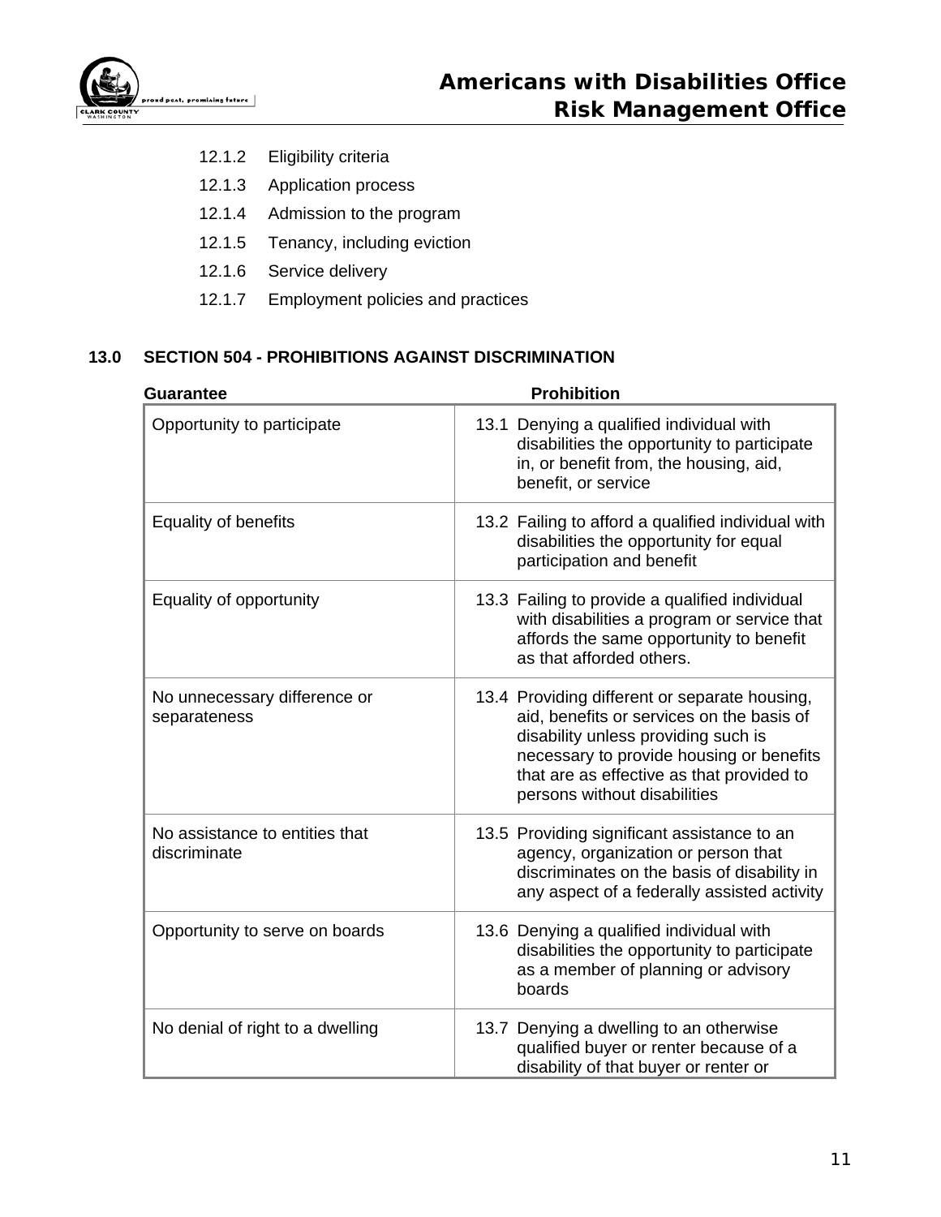12.1.2 Eligibility criteria

12.1.3 Application process

12.1.4 Admission to the program

12.1.5 Tenancy, including eviction

12.1.6 Service delivery

12.1.7 Employment policies and practices

## 13.0 SECTION 504 - PROHIBITIONS AGAINST DISCRIMINATION

| Guarantee | Prohibition |
|---|---|
| Opportunity to participate | 13.1 Denying a qualified individual with disabilities the opportunity to participate in, or benefit from, the housing, aid, benefit, or service |
| Equality of benefits | 13.2 Failing to afford a qualified individual with disabilities the opportunity for equal participation and benefit |
| Equality of opportunity | 13.3 Failing to provide a qualified individual with disabilities a program or service that affords the same opportunity to benefit as that afforded others. |
| No unnecessary difference or separateness | 13.4 Providing different or separate housing, aid, benefits or services on the basis of disability unless providing such is necessary to provide housing or benefits that are as effective as that provided to persons without disabilities |
| No assistance to entities that discriminate | 13.5 Providing significant assistance to an agency, organization or person that discriminates on the basis of disability in any aspect of a federally assisted activity |
| Opportunity to serve on boards | 13.6 Denying a qualified individual with disabilities the opportunity to participate as a member of planning or advisory boards |
| No denial of right to a dwelling | 13.7 Denying a dwelling to an otherwise qualified buyer or renter because of a disability of that buyer or renter or |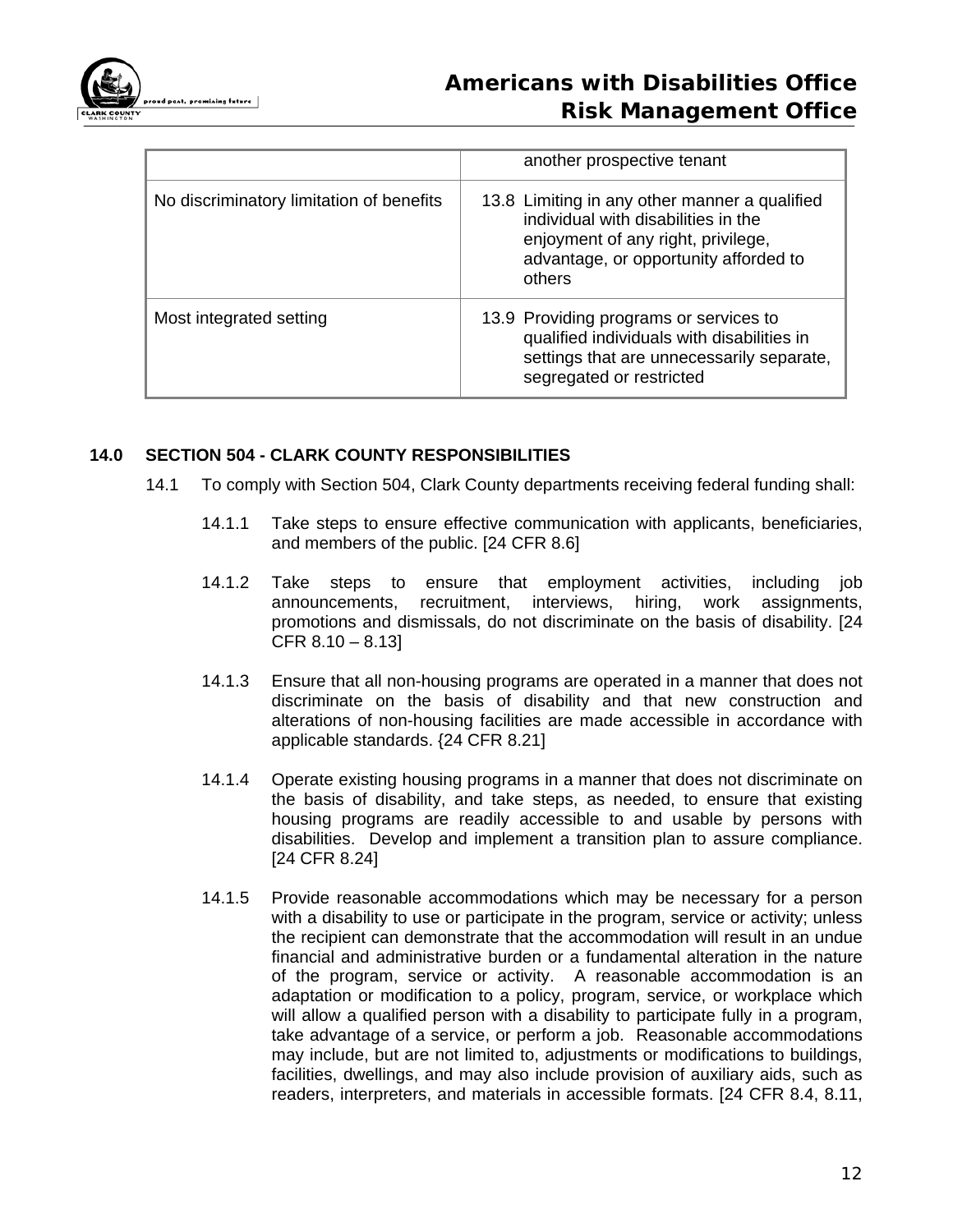| | |
|---|---|
| | another prospective tenant |
| No discriminatory limitation of benefits | 13.8 Limiting in any other manner a qualified individual with disabilities in the enjoyment of any right, privilege, advantage, or opportunity afforded to others |
| Most integrated setting | 13.9 Providing programs or services to qualified individuals with disabilities in settings that are unnecessarily separate, segregated or restricted |

**14.0 SECTION 504 - CLARK COUNTY RESPONSIBILITIES**

14.1 To comply with Section 504, Clark County departments receiving federal funding shall:

14.1.1 Take steps to ensure effective communication with applicants, beneficiaries, and members of the public. [24 CFR 8.6]

14.1.2 Take steps to ensure that employment activities, including job announcements, recruitment, interviews, hiring, work assignments, promotions and dismissals, do not discriminate on the basis of disability. [24 CFR 8.10 – 8.13]

14.1.3 Ensure that all non-housing programs are operated in a manner that does not discriminate on the basis of disability and that new construction and alterations of non-housing facilities are made accessible in accordance with applicable standards. {24 CFR 8.21]

14.1.4 Operate existing housing programs in a manner that does not discriminate on the basis of disability, and take steps, as needed, to ensure that existing housing programs are readily accessible to and usable by persons with disabilities. Develop and implement a transition plan to assure compliance. [24 CFR 8.24]

14.1.5 Provide reasonable accommodations which may be necessary for a person with a disability to use or participate in the program, service or activity; unless the recipient can demonstrate that the accommodation will result in an undue financial and administrative burden or a fundamental alteration in the nature of the program, service or activity. A reasonable accommodation is an adaptation or modification to a policy, program, service, or workplace which will allow a qualified person with a disability to participate fully in a program, take advantage of a service, or perform a job. Reasonable accommodations may include, but are not limited to, adjustments or modifications to buildings, facilities, dwellings, and may also include provision of auxiliary aids, such as readers, interpreters, and materials in accessible formats. [24 CFR 8.4, 8.11,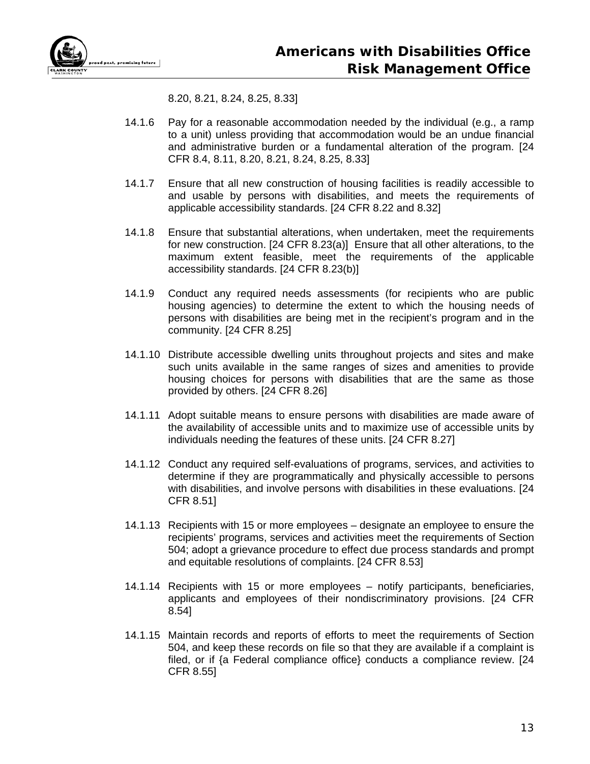8.20, 8.21, 8.24, 8.25, 8.33]

14.1.6 Pay for a reasonable accommodation needed by the individual (e.g., a ramp to a unit) unless providing that accommodation would be an undue financial and administrative burden or a fundamental alteration of the program. [24 CFR 8.4, 8.11, 8.20, 8.21, 8.24, 8.25, 8.33]

14.1.7 Ensure that all new construction of housing facilities is readily accessible to and usable by persons with disabilities, and meets the requirements of applicable accessibility standards. [24 CFR 8.22 and 8.32]

14.1.8 Ensure that substantial alterations, when undertaken, meet the requirements for new construction. [24 CFR 8.23(a)] Ensure that all other alterations, to the maximum extent feasible, meet the requirements of the applicable accessibility standards. [24 CFR 8.23(b)]

14.1.9 Conduct any required needs assessments (for recipients who are public housing agencies) to determine the extent to which the housing needs of persons with disabilities are being met in the recipient's program and in the community. [24 CFR 8.25]

14.1.10 Distribute accessible dwelling units throughout projects and sites and make such units available in the same ranges of sizes and amenities to provide housing choices for persons with disabilities that are the same as those provided by others. [24 CFR 8.26]

14.1.11 Adopt suitable means to ensure persons with disabilities are made aware of the availability of accessible units and to maximize use of accessible units by individuals needing the features of these units. [24 CFR 8.27]

14.1.12 Conduct any required self-evaluations of programs, services, and activities to determine if they are programmatically and physically accessible to persons with disabilities, and involve persons with disabilities in these evaluations. [24 CFR 8.51]

14.1.13 Recipients with 15 or more employees – designate an employee to ensure the recipients' programs, services and activities meet the requirements of Section 504; adopt a grievance procedure to effect due process standards and prompt and equitable resolutions of complaints. [24 CFR 8.53]

14.1.14 Recipients with 15 or more employees – notify participants, beneficiaries, applicants and employees of their nondiscriminatory provisions. [24 CFR 8.54]

14.1.15 Maintain records and reports of efforts to meet the requirements of Section 504, and keep these records on file so that they are available if a complaint is filed, or if {a Federal compliance office} conducts a compliance review. [24 CFR 8.55]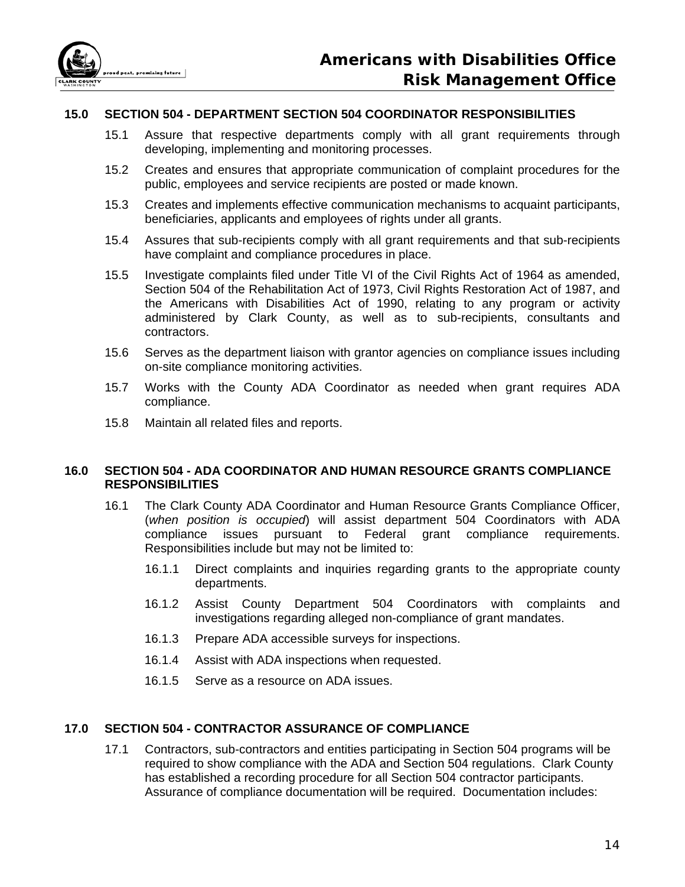## 15.0 SECTION 504 - DEPARTMENT SECTION 504 COORDINATOR RESPONSIBILITIES

15.1 Assure that respective departments comply with all grant requirements through developing, implementing and monitoring processes.

15.2 Creates and ensures that appropriate communication of complaint procedures for the public, employees and service recipients are posted or made known.

15.3 Creates and implements effective communication mechanisms to acquaint participants, beneficiaries, applicants and employees of rights under all grants.

15.4 Assures that sub-recipients comply with all grant requirements and that sub-recipients have complaint and compliance procedures in place.

15.5 Investigate complaints filed under Title VI of the Civil Rights Act of 1964 as amended, Section 504 of the Rehabilitation Act of 1973, Civil Rights Restoration Act of 1987, and the Americans with Disabilities Act of 1990, relating to any program or activity administered by Clark County, as well as to sub-recipients, consultants and contractors.

15.6 Serves as the department liaison with grantor agencies on compliance issues including on-site compliance monitoring activities.

15.7 Works with the County ADA Coordinator as needed when grant requires ADA compliance.

15.8 Maintain all related files and reports.

## 16.0 SECTION 504 - ADA COORDINATOR AND HUMAN RESOURCE GRANTS COMPLIANCE RESPONSIBILITIES

16.1 The Clark County ADA Coordinator and Human Resource Grants Compliance Officer, (*when position is occupied*) will assist department 504 Coordinators with ADA compliance issues pursuant to Federal grant compliance requirements. Responsibilities include but may not be limited to:

16.1.1 Direct complaints and inquiries regarding grants to the appropriate county departments.

16.1.2 Assist County Department 504 Coordinators with complaints and investigations regarding alleged non-compliance of grant mandates.

16.1.3 Prepare ADA accessible surveys for inspections.

16.1.4 Assist with ADA inspections when requested.

16.1.5 Serve as a resource on ADA issues.

## 17.0 SECTION 504 - CONTRACTOR ASSURANCE OF COMPLIANCE

17.1 Contractors, sub-contractors and entities participating in Section 504 programs will be required to show compliance with the ADA and Section 504 regulations. Clark County has established a recording procedure for all Section 504 contractor participants. Assurance of compliance documentation will be required. Documentation includes: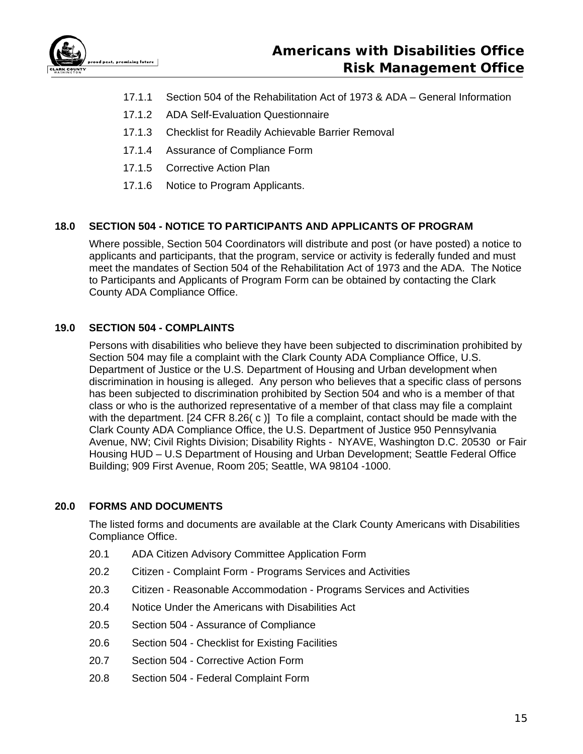- 17.1.1 Section 504 of the Rehabilitation Act of 1973 & ADA – General Information
- 17.1.2 ADA Self-Evaluation Questionnaire
- 17.1.3 Checklist for Readily Achievable Barrier Removal
- 17.1.4 Assurance of Compliance Form
- 17.1.5 Corrective Action Plan
- 17.1.6 Notice to Program Applicants.

## 18.0 SECTION 504 - NOTICE TO PARTICIPANTS AND APPLICANTS OF PROGRAM

Where possible, Section 504 Coordinators will distribute and post (or have posted) a notice to applicants and participants, that the program, service or activity is federally funded and must meet the mandates of Section 504 of the Rehabilitation Act of 1973 and the ADA. The Notice to Participants and Applicants of Program Form can be obtained by contacting the Clark County ADA Compliance Office.

## 19.0 SECTION 504 - COMPLAINTS

Persons with disabilities who believe they have been subjected to discrimination prohibited by Section 504 may file a complaint with the Clark County ADA Compliance Office, U.S. Department of Justice or the U.S. Department of Housing and Urban development when discrimination in housing is alleged. Any person who believes that a specific class of persons has been subjected to discrimination prohibited by Section 504 and who is a member of that class or who is the authorized representative of a member of that class may file a complaint with the department. [24 CFR 8.26( c )] To file a complaint, contact should be made with the Clark County ADA Compliance Office, the U.S. Department of Justice 950 Pennsylvania Avenue, NW; Civil Rights Division; Disability Rights - NYAVE, Washington D.C. 20530 or Fair Housing HUD – U.S Department of Housing and Urban Development; Seattle Federal Office Building; 909 First Avenue, Room 205; Seattle, WA 98104 -1000.

## 20.0 FORMS AND DOCUMENTS

The listed forms and documents are available at the Clark County Americans with Disabilities Compliance Office.

- 20.1 ADA Citizen Advisory Committee Application Form
- 20.2 Citizen - Complaint Form - Programs Services and Activities
- 20.3 Citizen - Reasonable Accommodation - Programs Services and Activities
- 20.4 Notice Under the Americans with Disabilities Act
- 20.5 Section 504 - Assurance of Compliance
- 20.6 Section 504 - Checklist for Existing Facilities
- 20.7 Section 504 - Corrective Action Form
- 20.8 Section 504 - Federal Complaint Form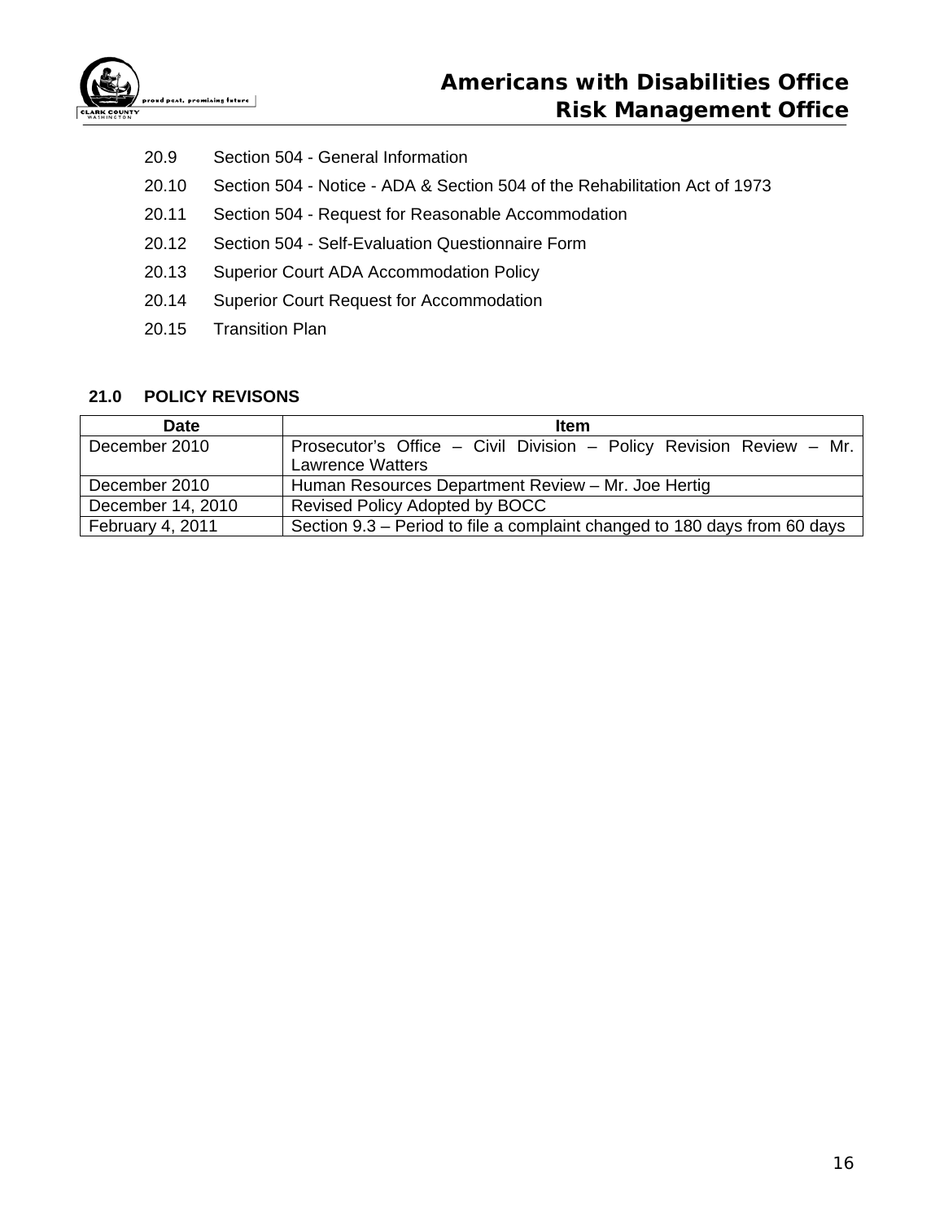20.9 Section 504 - General Information

20.10 Section 504 - Notice - ADA & Section 504 of the Rehabilitation Act of 1973

20.11 Section 504 - Request for Reasonable Accommodation

20.12 Section 504 - Self-Evaluation Questionnaire Form

20.13 Superior Court ADA Accommodation Policy

20.14 Superior Court Request for Accommodation

20.15 Transition Plan

## 21.0 POLICY REVISONS

| Date | Item |
|---|---|
| December 2010 | Prosecutor's Office – Civil Division – Policy Revision Review – Mr. Lawrence Watters |
| December 2010 | Human Resources Department Review – Mr. Joe Hertig |
| December 14, 2010 | Revised Policy Adopted by BOCC |
| February 4, 2011 | Section 9.3 – Period to file a complaint changed to 180 days from 60 days |